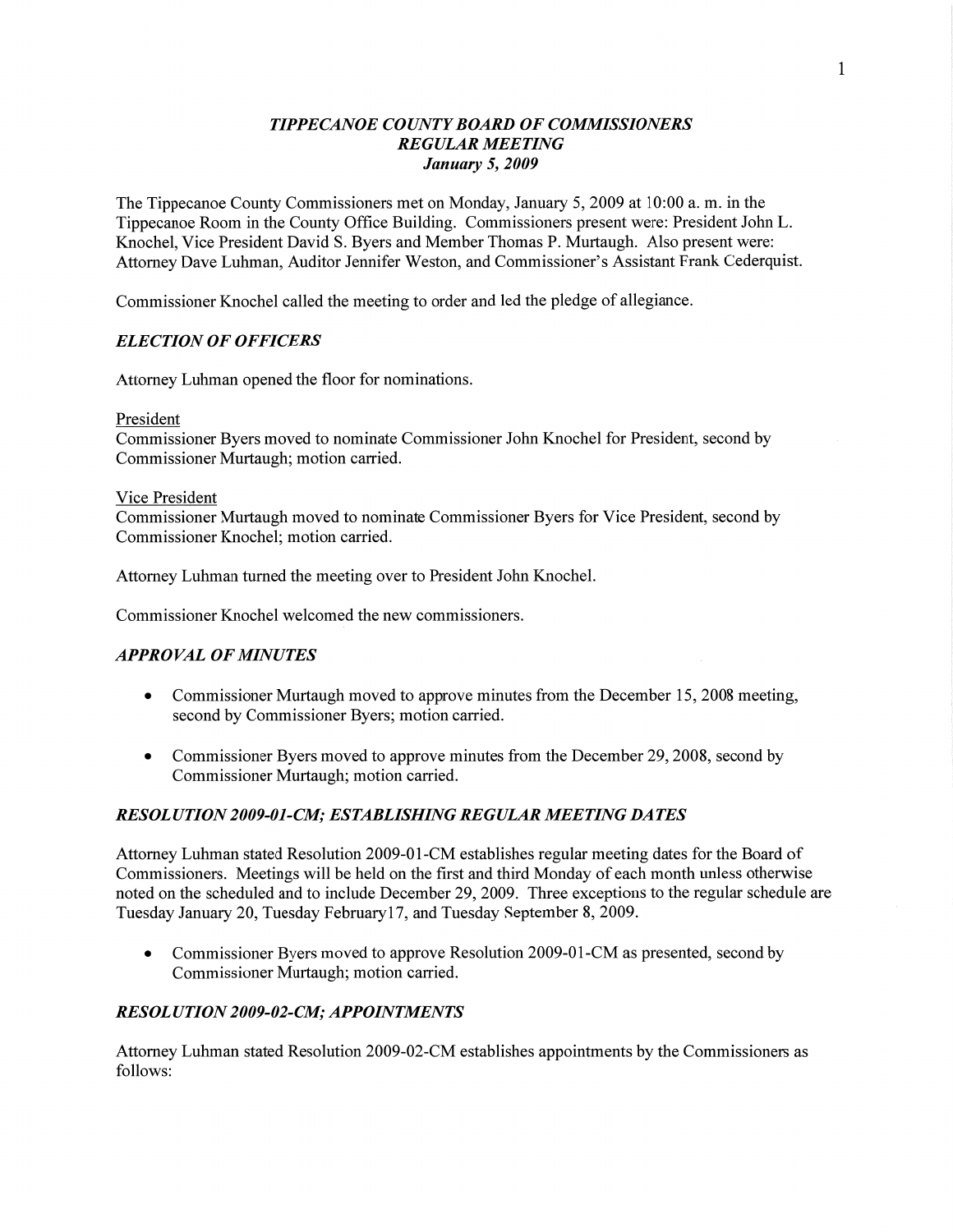# *TIPPECANOE COUNTY BOARD OF COMMISSIONERS*
## *REGULAR MEETING*
### *January 5, 2009*

The Tippecanoe County Commissioners met on Monday, January 5, 2009 at 10:00 a. m. in the Tippecanoe Room in the County Office Building. Commissioners present were: President John L. Knochel, Vice President David S. Byers and Member Thomas P. Murtaugh. Also present were: Attorney Dave Luhman, Auditor Jennifer Weston, and Commissioner's Assistant Frank Cederquist.

Commissioner Knochel called the meeting to order and led the pledge of allegiance.

### *ELECTION OF OFFICERS*

Attorney Luhman opened the floor for nominations.

President

Commissioner Byers moved to nominate Commissioner John Knochel for President, second by Commissioner Murtaugh; motion carried.

Vice President

Commissioner Murtaugh moved to nominate Commissioner Byers for Vice President, second by Commissioner Knochel; motion carried.

Attorney Luhman turned the meeting over to President John Knochel.

Commissioner Knochel welcomed the new commissioners.

### *APPROVAL OF MINUTES*

- Commissioner Murtaugh moved to approve minutes from the December 15, 2008 meeting, second by Commissioner Byers; motion carried.
- Commissioner Byers moved to approve minutes from the December 29, 2008, second by Commissioner Murtaugh; motion carried.

### *RESOLUTION 2009-01-CM; ESTABLISHING REGULAR MEETING DATES*

Attorney Luhman stated Resolution 2009-01-CM establishes regular meeting dates for the Board of Commissioners. Meetings will be held on the first and third Monday of each month unless otherwise noted on the scheduled and to include December 29, 2009. Three exceptions to the regular schedule are Tuesday January 20, Tuesday February17, and Tuesday September 8, 2009.

- Commissioner Byers moved to approve Resolution 2009-01-CM as presented, second by Commissioner Murtaugh; motion carried.

### *RESOLUTION 2009-02-CM; APPOINTMENTS*

Attorney Luhman stated Resolution 2009-02-CM establishes appointments by the Commissioners as follows: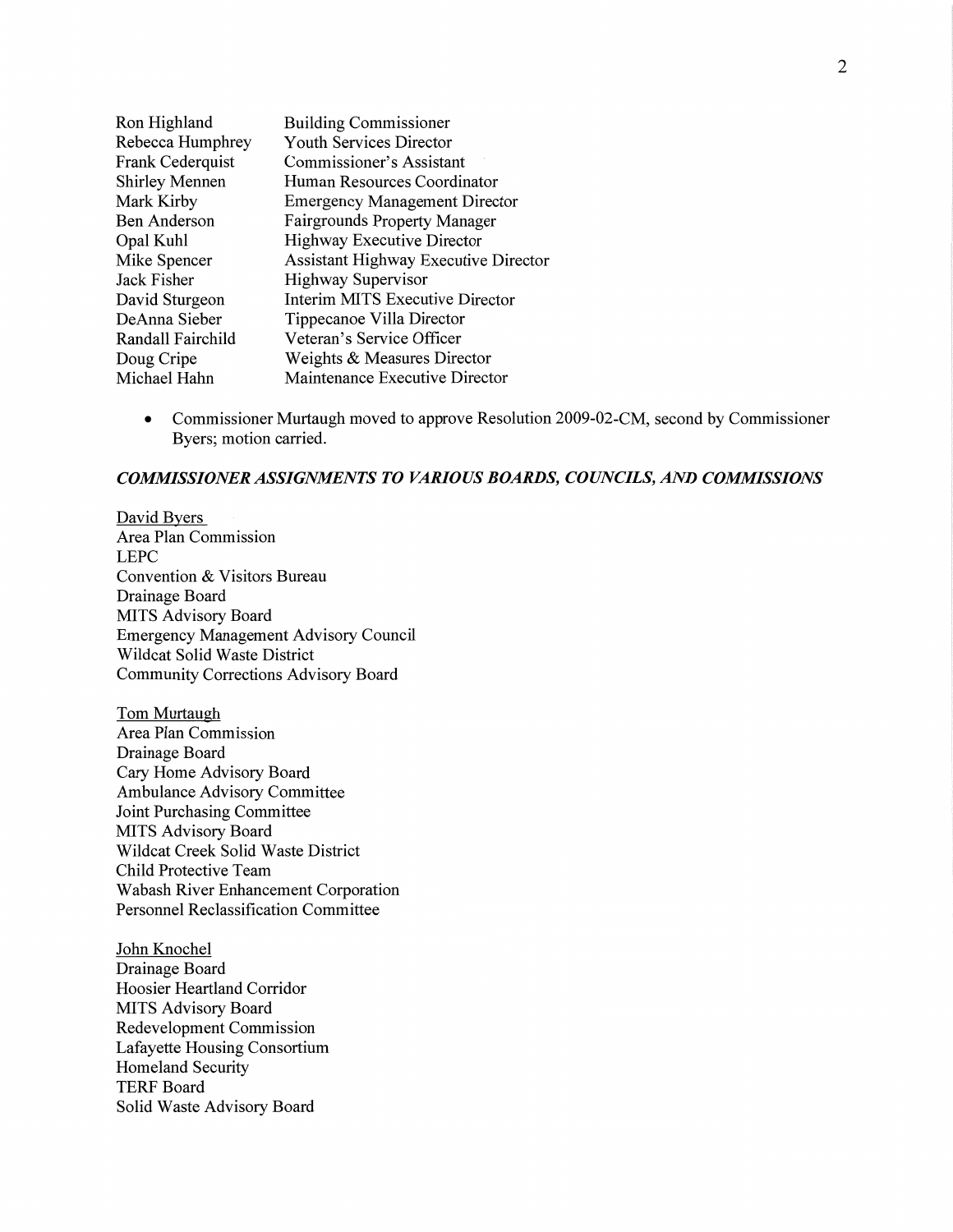| | |
|---|---|
| Ron Highland | Building Commissioner |
| Rebecca Humphrey | Youth Services Director |
| Frank Cederquist | Commissioner's Assistant |
| Shirley Mennen | Human Resources Coordinator |
| Mark Kirby | Emergency Management Director |
| Ben Anderson | Fairgrounds Property Manager |
| Opal Kuhl | Highway Executive Director |
| Mike Spencer | Assistant Highway Executive Director |
| Jack Fisher | Highway Supervisor |
| David Sturgeon | Interim MITS Executive Director |
| DeAnna Sieber | Tippecanoe Villa Director |
| Randall Fairchild | Veteran's Service Officer |
| Doug Cripe | Weights & Measures Director |
| Michael Hahn | Maintenance Executive Director |

- Commissioner Murtaugh moved to approve Resolution 2009-02-CM, second by Commissioner Byers; motion carried.

### *COMMISSIONER ASSIGNMENTS TO VARIOUS BOARDS, COUNCILS, AND COMMISSIONS*

<u>David Byers</u>
Area Plan Commission
LEPC
Convention & Visitors Bureau
Drainage Board
MITS Advisory Board
Emergency Management Advisory Council
Wildcat Solid Waste District
Community Corrections Advisory Board

<u>Tom Murtaugh</u>
Area Plan Commission
Drainage Board
Cary Home Advisory Board
Ambulance Advisory Committee
Joint Purchasing Committee
MITS Advisory Board
Wildcat Creek Solid Waste District
Child Protective Team
Wabash River Enhancement Corporation
Personnel Reclassification Committee

<u>John Knochel</u>
Drainage Board
Hoosier Heartland Corridor
MITS Advisory Board
Redevelopment Commission
Lafayette Housing Consortium
Homeland Security
TERF Board
Solid Waste Advisory Board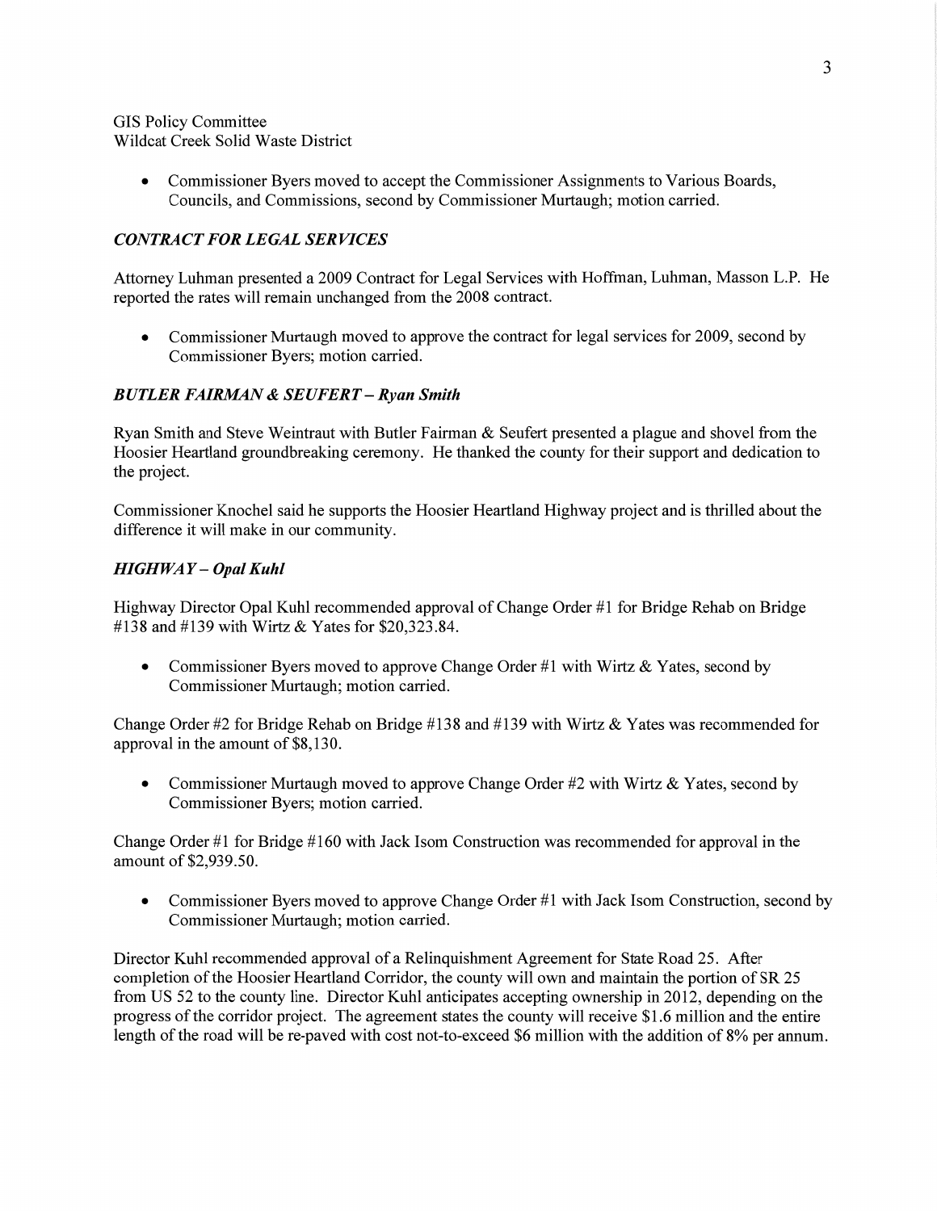GIS Policy Committee
Wildcat Creek Solid Waste District

- Commissioner Byers moved to accept the Commissioner Assignments to Various Boards, Councils, and Commissions, second by Commissioner Murtaugh; motion carried.

### *CONTRACT FOR LEGAL SERVICES*

Attorney Luhman presented a 2009 Contract for Legal Services with Hoffman, Luhman, Masson L.P. He reported the rates will remain unchanged from the 2008 contract.

- Commissioner Murtaugh moved to approve the contract for legal services for 2009, second by Commissioner Byers; motion carried.

### *BUTLER FAIRMAN & SEUFERT – Ryan Smith*

Ryan Smith and Steve Weintraut with Butler Fairman & Seufert presented a plague and shovel from the Hoosier Heartland groundbreaking ceremony. He thanked the county for their support and dedication to the project.

Commissioner Knochel said he supports the Hoosier Heartland Highway project and is thrilled about the difference it will make in our community.

### *HIGHWAY – Opal Kuhl*

Highway Director Opal Kuhl recommended approval of Change Order #1 for Bridge Rehab on Bridge #138 and #139 with Wirtz & Yates for $20,323.84.

- Commissioner Byers moved to approve Change Order #1 with Wirtz & Yates, second by Commissioner Murtaugh; motion carried.

Change Order #2 for Bridge Rehab on Bridge #138 and #139 with Wirtz & Yates was recommended for approval in the amount of $8,130.

- Commissioner Murtaugh moved to approve Change Order #2 with Wirtz & Yates, second by Commissioner Byers; motion carried.

Change Order #1 for Bridge #160 with Jack Isom Construction was recommended for approval in the amount of $2,939.50.

- Commissioner Byers moved to approve Change Order #1 with Jack Isom Construction, second by Commissioner Murtaugh; motion carried.

Director Kuhl recommended approval of a Relinquishment Agreement for State Road 25. After completion of the Hoosier Heartland Corridor, the county will own and maintain the portion of SR 25 from US 52 to the county line. Director Kuhl anticipates accepting ownership in 2012, depending on the progress of the corridor project. The agreement states the county will receive $1.6 million and the entire length of the road will be re-paved with cost not-to-exceed $6 million with the addition of 8% per annum.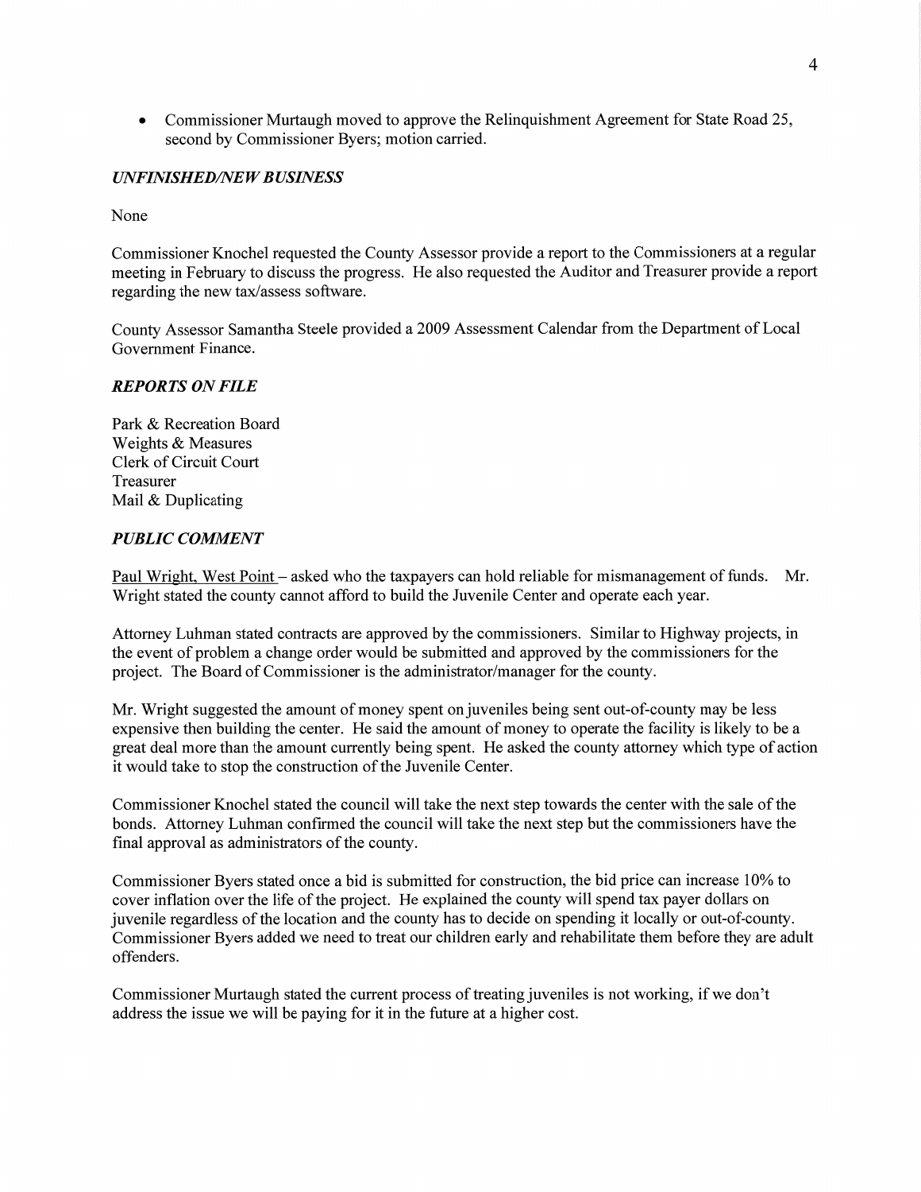- Commissioner Murtaugh moved to approve the Relinquishment Agreement for State Road 25, second by Commissioner Byers; motion carried.

### *UNFINISHED/NEW BUSINESS*

None

Commissioner Knochel requested the County Assessor provide a report to the Commissioners at a regular meeting in February to discuss the progress. He also requested the Auditor and Treasurer provide a report regarding the new tax/assess software.

County Assessor Samantha Steele provided a 2009 Assessment Calendar from the Department of Local Government Finance.

### *REPORTS ON FILE*

Park & Recreation Board
Weights & Measures
Clerk of Circuit Court
Treasurer
Mail & Duplicating

### *PUBLIC COMMENT*

Paul Wright, West Point – asked who the taxpayers can hold reliable for mismanagement of funds. Mr. Wright stated the county cannot afford to build the Juvenile Center and operate each year.

Attorney Luhman stated contracts are approved by the commissioners. Similar to Highway projects, in the event of problem a change order would be submitted and approved by the commissioners for the project. The Board of Commissioner is the administrator/manager for the county.

Mr. Wright suggested the amount of money spent on juveniles being sent out-of-county may be less expensive then building the center. He said the amount of money to operate the facility is likely to be a great deal more than the amount currently being spent. He asked the county attorney which type of action it would take to stop the construction of the Juvenile Center.

Commissioner Knochel stated the council will take the next step towards the center with the sale of the bonds. Attorney Luhman confirmed the council will take the next step but the commissioners have the final approval as administrators of the county.

Commissioner Byers stated once a bid is submitted for construction, the bid price can increase 10% to cover inflation over the life of the project. He explained the county will spend tax payer dollars on juvenile regardless of the location and the county has to decide on spending it locally or out-of-county. Commissioner Byers added we need to treat our children early and rehabilitate them before they are adult offenders.

Commissioner Murtaugh stated the current process of treating juveniles is not working, if we don't address the issue we will be paying for it in the future at a higher cost.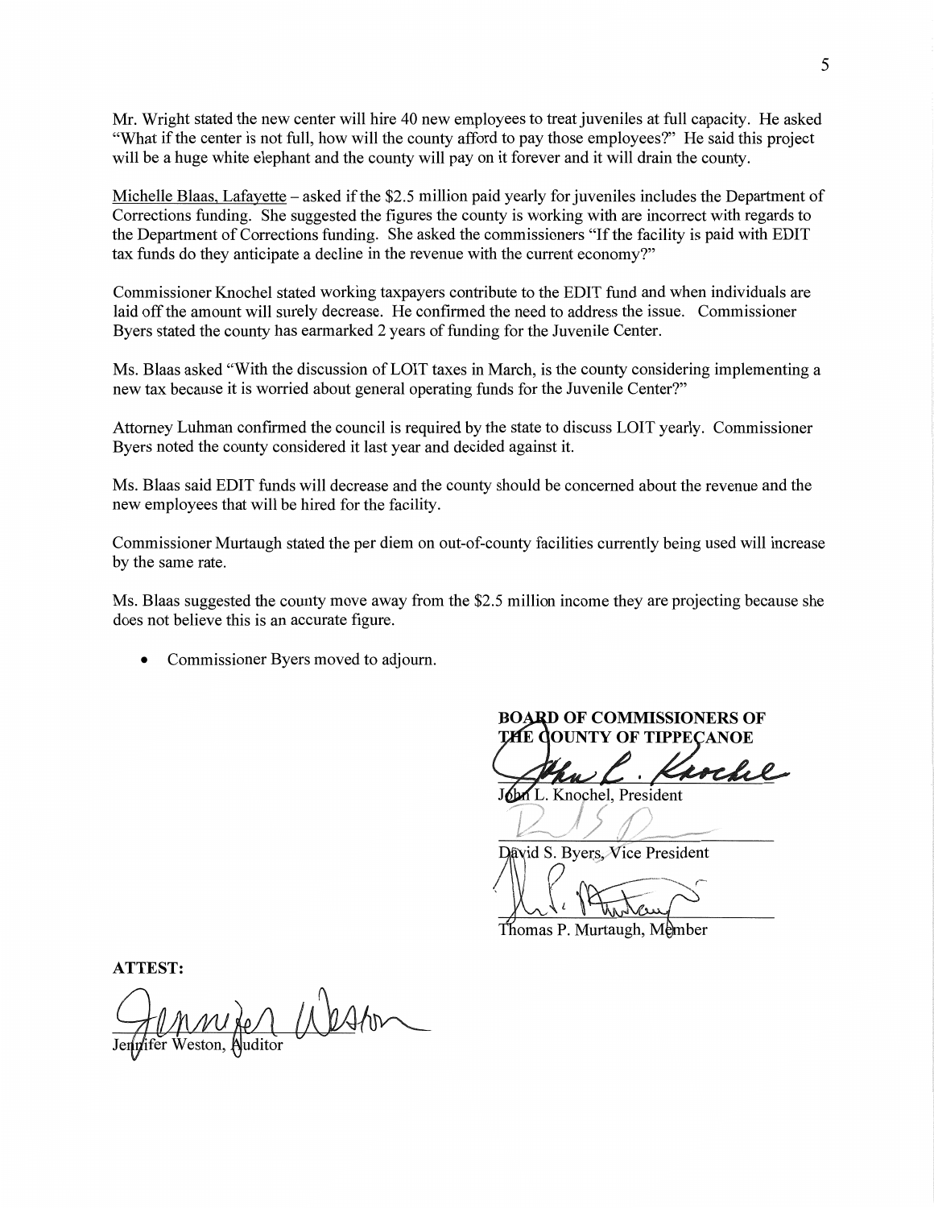Mr. Wright stated the new center will hire 40 new employees to treat juveniles at full capacity. He asked "What if the center is not full, how will the county afford to pay those employees?" He said this project will be a huge white elephant and the county will pay on it forever and it will drain the county.

Michelle Blaas, Lafayette – asked if the $2.5 million paid yearly for juveniles includes the Department of Corrections funding. She suggested the figures the county is working with are incorrect with regards to the Department of Corrections funding. She asked the commissioners "If the facility is paid with EDIT tax funds do they anticipate a decline in the revenue with the current economy?"

Commissioner Knochel stated working taxpayers contribute to the EDIT fund and when individuals are laid off the amount will surely decrease. He confirmed the need to address the issue. Commissioner Byers stated the county has earmarked 2 years of funding for the Juvenile Center.

Ms. Blaas asked "With the discussion of LOIT taxes in March, is the county considering implementing a new tax because it is worried about general operating funds for the Juvenile Center?"

Attorney Luhman confirmed the council is required by the state to discuss LOIT yearly. Commissioner Byers noted the county considered it last year and decided against it.

Ms. Blaas said EDIT funds will decrease and the county should be concerned about the revenue and the new employees that will be hired for the facility.

Commissioner Murtaugh stated the per diem on out-of-county facilities currently being used will increase by the same rate.

Ms. Blaas suggested the county move away from the $2.5 million income they are projecting because she does not believe this is an accurate figure.

- Commissioner Byers moved to adjourn.

**BOARD OF COMMISSIONERS OF THE COUNTY OF TIPPECANOE**

John L. Knochel, President

David S. Byers, Vice President

Thomas P. Murtaugh, Member

**ATTEST:**

Jennifer Weston, Auditor